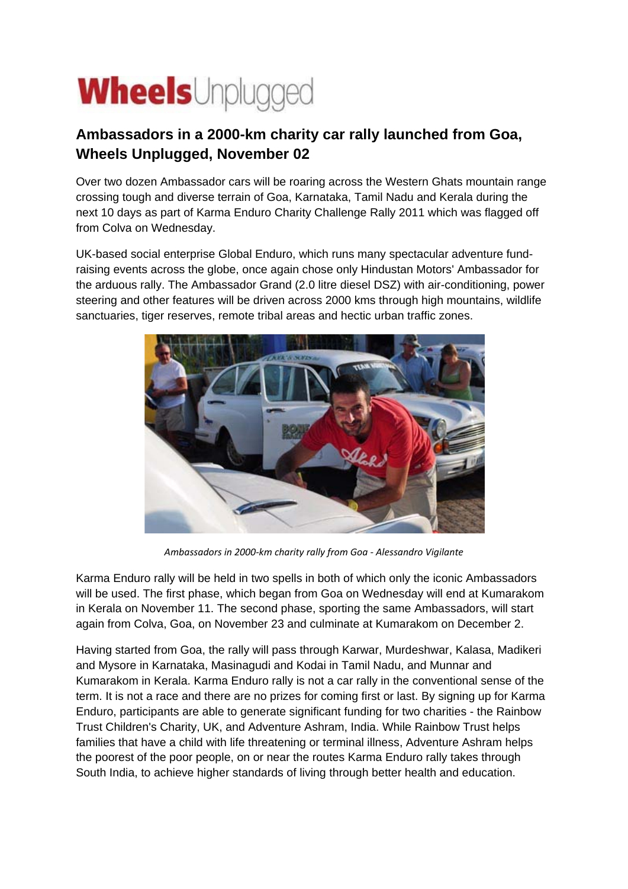**Wheels**Unplugged

## Ambassadors in a 2000-km charity car rally launched from Goa, Wheels Unplugged, November 02

Over two dozen Ambassador cars will be roaring across the Western Ghats mountain range crossing tough and diverse terrain of Goa, Karnataka, Tamil Nadu and Kerala during the next 10 days as part of Karma Enduro Charity Challenge Rally 2011 which was flagged off from Colva on Wednesday.

UK-based social enterprise Global Enduro, which runs many spectacular adventure fund-raising events across the globe, once again chose only Hindustan Motors' Ambassador for the arduous rally. The Ambassador Grand (2.0 litre diesel DSZ) with air-conditioning, power steering and other features will be driven across 2000 kms through high mountains, wildlife sanctuaries, tiger reserves, remote tribal areas and hectic urban traffic zones.

*Ambassadors in 2000-km charity rally from Goa - Alessandro Vigilante*

Karma Enduro rally will be held in two spells in both of which only the iconic Ambassadors will be used. The first phase, which began from Goa on Wednesday will end at Kumarakom in Kerala on November 11. The second phase, sporting the same Ambassadors, will start again from Colva, Goa, on November 23 and culminate at Kumarakom on December 2.

Having started from Goa, the rally will pass through Karwar, Murdeshwar, Kalasa, Madikeri and Mysore in Karnataka, Masinagudi and Kodai in Tamil Nadu, and Munnar and Kumarakom in Kerala. Karma Enduro rally is not a car rally in the conventional sense of the term. It is not a race and there are no prizes for coming first or last. By signing up for Karma Enduro, participants are able to generate significant funding for two charities - the Rainbow Trust Children's Charity, UK, and Adventure Ashram, India. While Rainbow Trust helps families that have a child with life threatening or terminal illness, Adventure Ashram helps the poorest of the poor people, on or near the routes Karma Enduro rally takes through South India, to achieve higher standards of living through better health and education.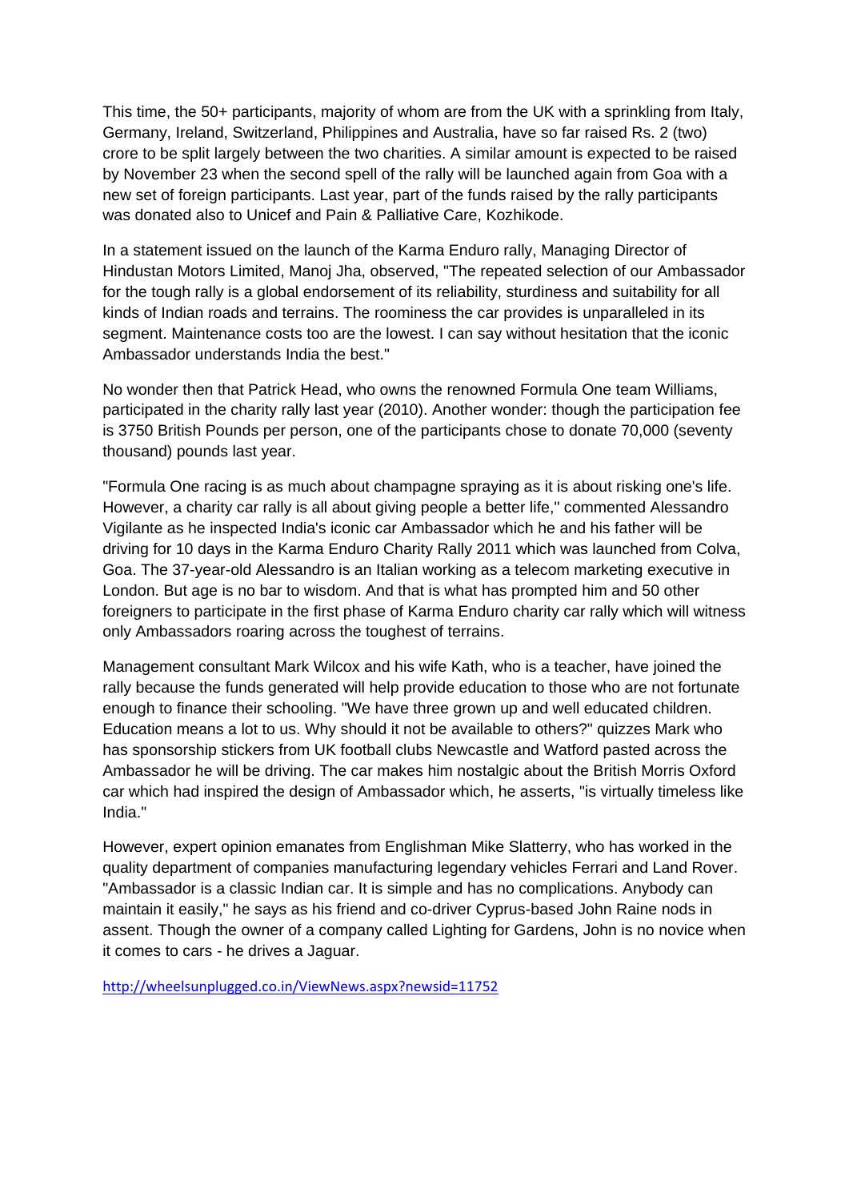This time, the 50+ participants, majority of whom are from the UK with a sprinkling from Italy, Germany, Ireland, Switzerland, Philippines and Australia, have so far raised Rs. 2 (two) crore to be split largely between the two charities. A similar amount is expected to be raised by November 23 when the second spell of the rally will be launched again from Goa with a new set of foreign participants. Last year, part of the funds raised by the rally participants was donated also to Unicef and Pain & Palliative Care, Kozhikode.

In a statement issued on the launch of the Karma Enduro rally, Managing Director of Hindustan Motors Limited, Manoj Jha, observed, "The repeated selection of our Ambassador for the tough rally is a global endorsement of its reliability, sturdiness and suitability for all kinds of Indian roads and terrains. The roominess the car provides is unparalleled in its segment. Maintenance costs too are the lowest. I can say without hesitation that the iconic Ambassador understands India the best."

No wonder then that Patrick Head, who owns the renowned Formula One team Williams, participated in the charity rally last year (2010). Another wonder: though the participation fee is 3750 British Pounds per person, one of the participants chose to donate 70,000 (seventy thousand) pounds last year.

"Formula One racing is as much about champagne spraying as it is about risking one's life. However, a charity car rally is all about giving people a better life," commented Alessandro Vigilante as he inspected India's iconic car Ambassador which he and his father will be driving for 10 days in the Karma Enduro Charity Rally 2011 which was launched from Colva, Goa. The 37-year-old Alessandro is an Italian working as a telecom marketing executive in London. But age is no bar to wisdom. And that is what has prompted him and 50 other foreigners to participate in the first phase of Karma Enduro charity car rally which will witness only Ambassadors roaring across the toughest of terrains.

Management consultant Mark Wilcox and his wife Kath, who is a teacher, have joined the rally because the funds generated will help provide education to those who are not fortunate enough to finance their schooling. "We have three grown up and well educated children. Education means a lot to us. Why should it not be available to others?" quizzes Mark who has sponsorship stickers from UK football clubs Newcastle and Watford pasted across the Ambassador he will be driving. The car makes him nostalgic about the British Morris Oxford car which had inspired the design of Ambassador which, he asserts, "is virtually timeless like India."

However, expert opinion emanates from Englishman Mike Slatterry, who has worked in the quality department of companies manufacturing legendary vehicles Ferrari and Land Rover. "Ambassador is a classic Indian car. It is simple and has no complications. Anybody can maintain it easily," he says as his friend and co-driver Cyprus-based John Raine nods in assent. Though the owner of a company called Lighting for Gardens, John is no novice when it comes to cars - he drives a Jaguar.

http://wheelsunplugged.co.in/ViewNews.aspx?newsid=11752